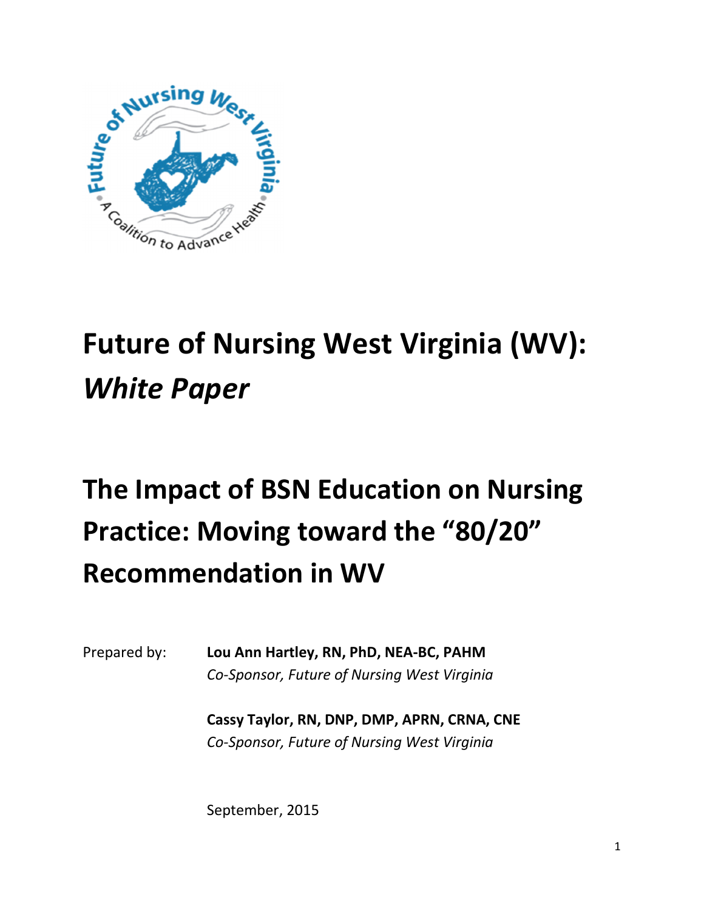# Future of Nursing West Virginia (WV): *White Paper*

# The Impact of BSN Education on Nursing Practice: Moving toward the "80/20" Recommendation in WV

Prepared by: **Lou Ann Hartley, RN, PhD, NEA-BC, PAHM**
*Co-Sponsor, Future of Nursing West Virginia*

**Cassy Taylor, RN, DNP, DMP, APRN, CRNA, CNE**
*Co-Sponsor, Future of Nursing West Virginia*

September, 2015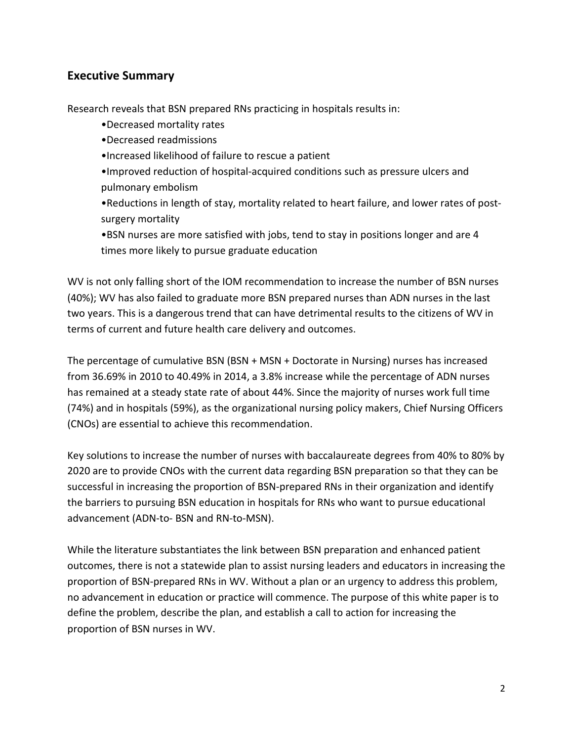## Executive Summary

Research reveals that BSN prepared RNs practicing in hospitals results in:

- Decreased mortality rates
- Decreased readmissions
- Increased likelihood of failure to rescue a patient
- Improved reduction of hospital-acquired conditions such as pressure ulcers and pulmonary embolism
- Reductions in length of stay, mortality related to heart failure, and lower rates of post-surgery mortality
- BSN nurses are more satisfied with jobs, tend to stay in positions longer and are 4 times more likely to pursue graduate education

WV is not only falling short of the IOM recommendation to increase the number of BSN nurses (40%); WV has also failed to graduate more BSN prepared nurses than ADN nurses in the last two years. This is a dangerous trend that can have detrimental results to the citizens of WV in terms of current and future health care delivery and outcomes.

The percentage of cumulative BSN (BSN + MSN + Doctorate in Nursing) nurses has increased from 36.69% in 2010 to 40.49% in 2014, a 3.8% increase while the percentage of ADN nurses has remained at a steady state rate of about 44%. Since the majority of nurses work full time (74%) and in hospitals (59%), as the organizational nursing policy makers, Chief Nursing Officers (CNOs) are essential to achieve this recommendation.

Key solutions to increase the number of nurses with baccalaureate degrees from 40% to 80% by 2020 are to provide CNOs with the current data regarding BSN preparation so that they can be successful in increasing the proportion of BSN-prepared RNs in their organization and identify the barriers to pursuing BSN education in hospitals for RNs who want to pursue educational advancement (ADN-to- BSN and RN-to-MSN).

While the literature substantiates the link between BSN preparation and enhanced patient outcomes, there is not a statewide plan to assist nursing leaders and educators in increasing the proportion of BSN-prepared RNs in WV. Without a plan or an urgency to address this problem, no advancement in education or practice will commence. The purpose of this white paper is to define the problem, describe the plan, and establish a call to action for increasing the proportion of BSN nurses in WV.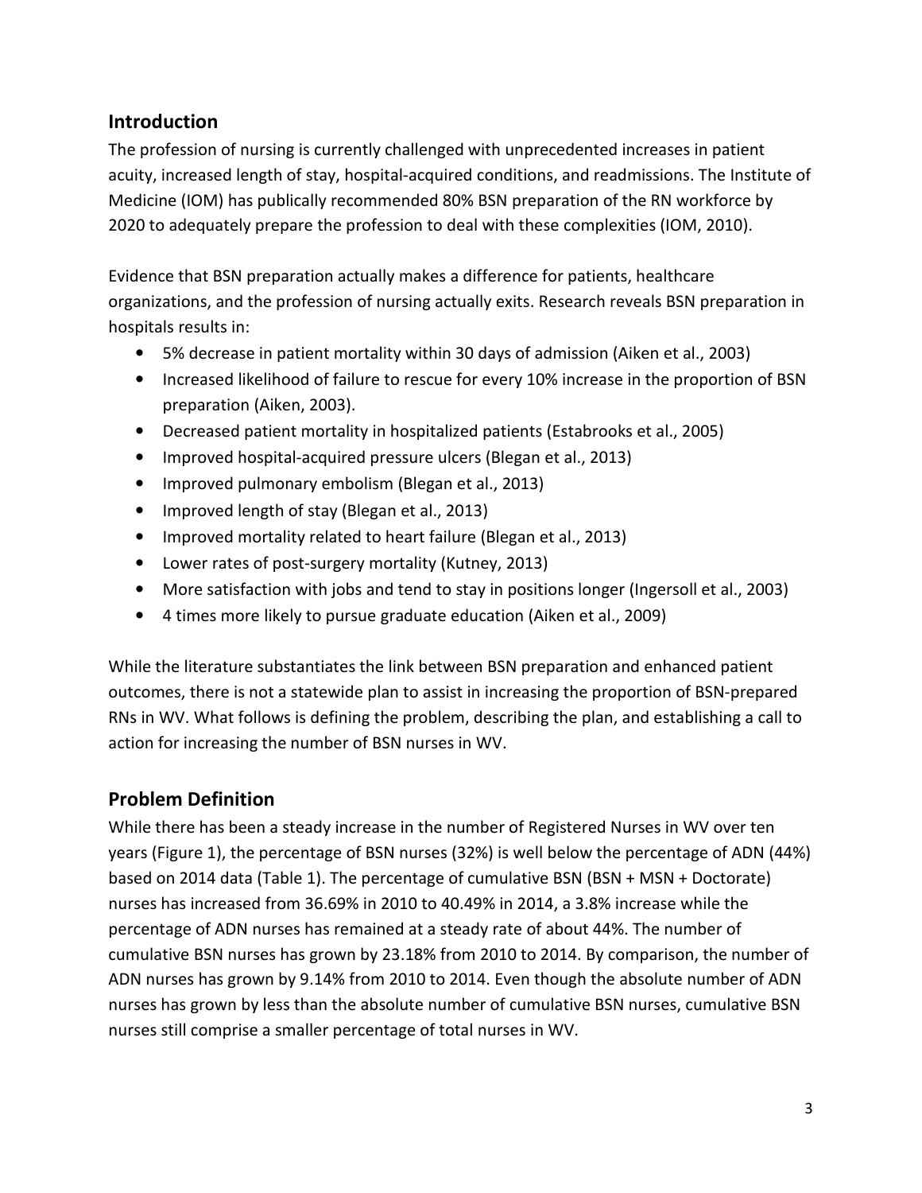## Introduction

The profession of nursing is currently challenged with unprecedented increases in patient acuity, increased length of stay, hospital-acquired conditions, and readmissions. The Institute of Medicine (IOM) has publically recommended 80% BSN preparation of the RN workforce by 2020 to adequately prepare the profession to deal with these complexities (IOM, 2010).

Evidence that BSN preparation actually makes a difference for patients, healthcare organizations, and the profession of nursing actually exits. Research reveals BSN preparation in hospitals results in:

- 5% decrease in patient mortality within 30 days of admission (Aiken et al., 2003)
- Increased likelihood of failure to rescue for every 10% increase in the proportion of BSN preparation (Aiken, 2003).
- Decreased patient mortality in hospitalized patients (Estabrooks et al., 2005)
- Improved hospital-acquired pressure ulcers (Blegan et al., 2013)
- Improved pulmonary embolism (Blegan et al., 2013)
- Improved length of stay (Blegan et al., 2013)
- Improved mortality related to heart failure (Blegan et al., 2013)
- Lower rates of post-surgery mortality (Kutney, 2013)
- More satisfaction with jobs and tend to stay in positions longer (Ingersoll et al., 2003)
- 4 times more likely to pursue graduate education (Aiken et al., 2009)

While the literature substantiates the link between BSN preparation and enhanced patient outcomes, there is not a statewide plan to assist in increasing the proportion of BSN-prepared RNs in WV. What follows is defining the problem, describing the plan, and establishing a call to action for increasing the number of BSN nurses in WV.

## Problem Definition

While there has been a steady increase in the number of Registered Nurses in WV over ten years (Figure 1), the percentage of BSN nurses (32%) is well below the percentage of ADN (44%) based on 2014 data (Table 1). The percentage of cumulative BSN (BSN + MSN + Doctorate) nurses has increased from 36.69% in 2010 to 40.49% in 2014, a 3.8% increase while the percentage of ADN nurses has remained at a steady rate of about 44%. The number of cumulative BSN nurses has grown by 23.18% from 2010 to 2014. By comparison, the number of ADN nurses has grown by 9.14% from 2010 to 2014. Even though the absolute number of ADN nurses has grown by less than the absolute number of cumulative BSN nurses, cumulative BSN nurses still comprise a smaller percentage of total nurses in WV.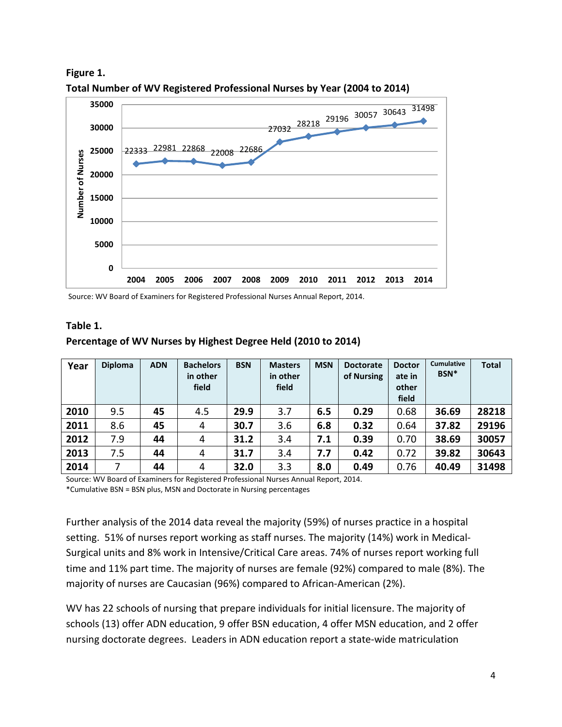**Figure 1.**

**Total Number of WV Registered Professional Nurses by Year (2004 to 2014)**

| Year | Number of Nurses |
|---|---|
| 2004 | 22333 |
| 2005 | 22981 |
| 2006 | 22868 |
| 2007 | 22008 |
| 2008 | 22686 |
| 2009 | 27032 |
| 2010 | 28218 |
| 2011 | 29196 |
| 2012 | 30057 |
| 2013 | 30643 |
| 2014 | 31498 |

Source: WV Board of Examiners for Registered Professional Nurses Annual Report, 2014.

**Table 1.**

**Percentage of WV Nurses by Highest Degree Held (2010 to 2014)**

| Year | Diploma | ADN | Bachelors in other field | BSN | Masters in other field | MSN | Doctorate of Nursing | Doctorate in other field | Cumulative BSN* | Total |
|---|---|---|---|---|---|---|---|---|---|---|
| **2010** | 9.5 | **45** | 4.5 | **29.9** | 3.7 | **6.5** | **0.29** | 0.68 | **36.69** | **28218** |
| **2011** | 8.6 | **45** | 4 | **30.7** | 3.6 | **6.8** | **0.32** | 0.64 | **37.82** | **29196** |
| **2012** | 7.9 | **44** | 4 | **31.2** | 3.4 | **7.1** | **0.39** | 0.70 | **38.69** | **30057** |
| **2013** | 7.5 | **44** | 4 | **31.7** | 3.4 | **7.7** | **0.42** | 0.72 | **39.82** | **30643** |
| **2014** | 7 | **44** | 4 | **32.0** | 3.3 | **8.0** | **0.49** | 0.76 | **40.49** | **31498** |

Source: WV Board of Examiners for Registered Professional Nurses Annual Report, 2014.
*Cumulative BSN = BSN plus, MSN and Doctorate in Nursing percentages

Further analysis of the 2014 data reveal the majority (59%) of nurses practice in a hospital setting. 51% of nurses report working as staff nurses. The majority (14%) work in Medical-Surgical units and 8% work in Intensive/Critical Care areas. 74% of nurses report working full time and 11% part time. The majority of nurses are female (92%) compared to male (8%). The majority of nurses are Caucasian (96%) compared to African-American (2%).

WV has 22 schools of nursing that prepare individuals for initial licensure. The majority of schools (13) offer ADN education, 9 offer BSN education, 4 offer MSN education, and 2 offer nursing doctorate degrees. Leaders in ADN education report a state-wide matriculation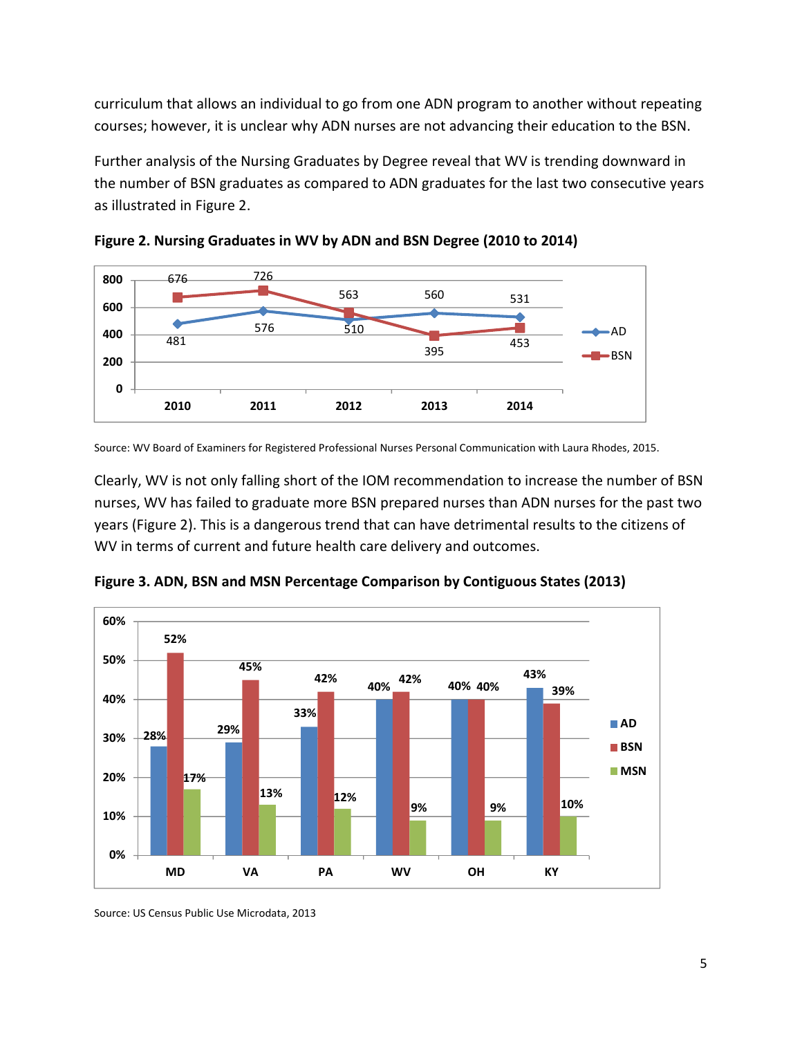curriculum that allows an individual to go from one ADN program to another without repeating courses; however, it is unclear why ADN nurses are not advancing their education to the BSN.

Further analysis of the Nursing Graduates by Degree reveal that WV is trending downward in the number of BSN graduates as compared to ADN graduates for the last two consecutive years as illustrated in Figure 2.

**Figure 2. Nursing Graduates in WV by ADN and BSN Degree (2010 to 2014)**

| | 2010 | 2011 | 2012 | 2013 | 2014 |
|---|---|---|---|---|---|
| AD | 481 | 576 | 510 | 560 | 531 |
| BSN | 676 | 726 | 563 | 395 | 453 |

Source: WV Board of Examiners for Registered Professional Nurses Personal Communication with Laura Rhodes, 2015.

Clearly, WV is not only falling short of the IOM recommendation to increase the number of BSN nurses, WV has failed to graduate more BSN prepared nurses than ADN nurses for the past two years (Figure 2). This is a dangerous trend that can have detrimental results to the citizens of WV in terms of current and future health care delivery and outcomes.

**Figure 3. ADN, BSN and MSN Percentage Comparison by Contiguous States (2013)**

| | MD | VA | PA | WV | OH | KY |
|---|---|---|---|---|---|---|
| AD | 28% | 29% | 33% | 40% | 40% | 43% |
| BSN | 52% | 45% | 42% | 42% | 40% | 39% |
| MSN | 17% | 13% | 12% | 9% | 9% | 10% |

Source: US Census Public Use Microdata, 2013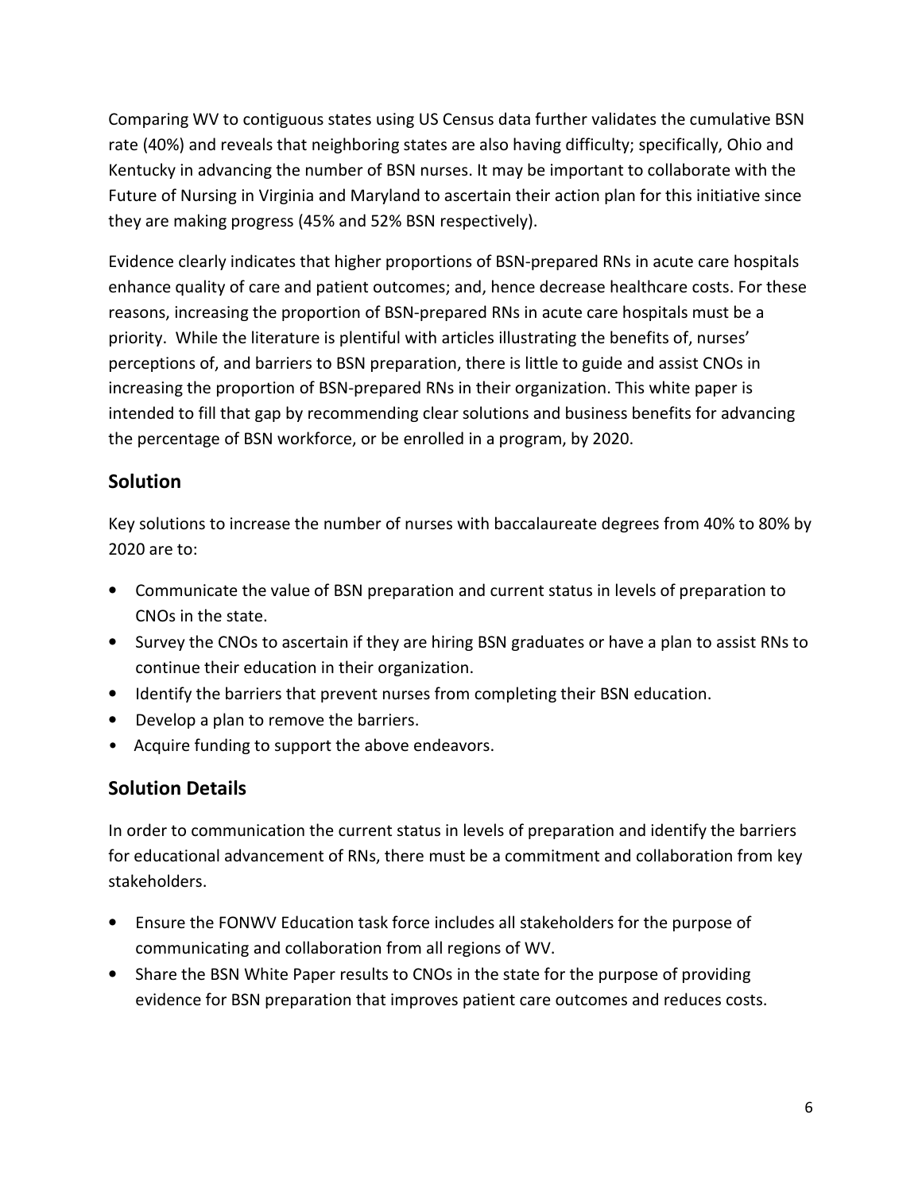Comparing WV to contiguous states using US Census data further validates the cumulative BSN rate (40%) and reveals that neighboring states are also having difficulty; specifically, Ohio and Kentucky in advancing the number of BSN nurses. It may be important to collaborate with the Future of Nursing in Virginia and Maryland to ascertain their action plan for this initiative since they are making progress (45% and 52% BSN respectively).

Evidence clearly indicates that higher proportions of BSN-prepared RNs in acute care hospitals enhance quality of care and patient outcomes; and, hence decrease healthcare costs. For these reasons, increasing the proportion of BSN-prepared RNs in acute care hospitals must be a priority. While the literature is plentiful with articles illustrating the benefits of, nurses' perceptions of, and barriers to BSN preparation, there is little to guide and assist CNOs in increasing the proportion of BSN-prepared RNs in their organization. This white paper is intended to fill that gap by recommending clear solutions and business benefits for advancing the percentage of BSN workforce, or be enrolled in a program, by 2020.

## Solution

Key solutions to increase the number of nurses with baccalaureate degrees from 40% to 80% by 2020 are to:

- Communicate the value of BSN preparation and current status in levels of preparation to CNOs in the state.
- Survey the CNOs to ascertain if they are hiring BSN graduates or have a plan to assist RNs to continue their education in their organization.
- Identify the barriers that prevent nurses from completing their BSN education.
- Develop a plan to remove the barriers.
- Acquire funding to support the above endeavors.

## Solution Details

In order to communication the current status in levels of preparation and identify the barriers for educational advancement of RNs, there must be a commitment and collaboration from key stakeholders.

- Ensure the FONWV Education task force includes all stakeholders for the purpose of communicating and collaboration from all regions of WV.
- Share the BSN White Paper results to CNOs in the state for the purpose of providing evidence for BSN preparation that improves patient care outcomes and reduces costs.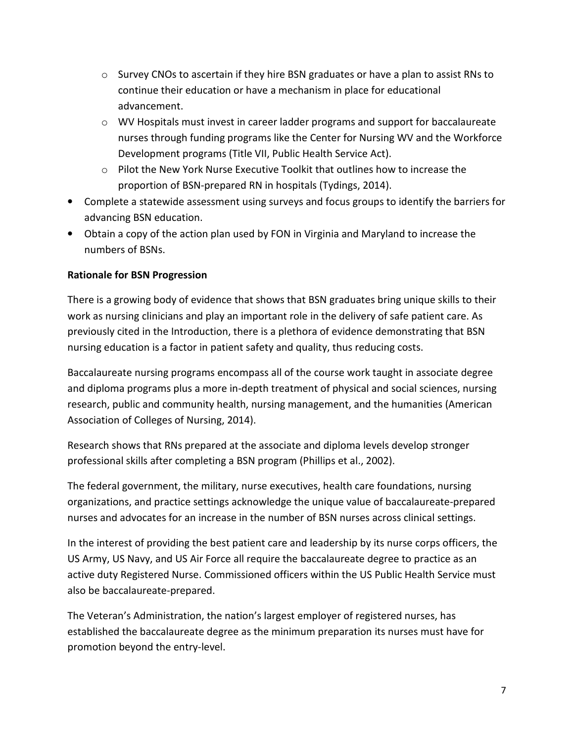- Survey CNOs to ascertain if they hire BSN graduates or have a plan to assist RNs to continue their education or have a mechanism in place for educational advancement.
    - WV Hospitals must invest in career ladder programs and support for baccalaureate nurses through funding programs like the Center for Nursing WV and the Workforce Development programs (Title VII, Public Health Service Act).
    - Pilot the New York Nurse Executive Toolkit that outlines how to increase the proportion of BSN-prepared RN in hospitals (Tydings, 2014).
- Complete a statewide assessment using surveys and focus groups to identify the barriers for advancing BSN education.
- Obtain a copy of the action plan used by FON in Virginia and Maryland to increase the numbers of BSNs.

**Rationale for BSN Progression**

There is a growing body of evidence that shows that BSN graduates bring unique skills to their work as nursing clinicians and play an important role in the delivery of safe patient care. As previously cited in the Introduction, there is a plethora of evidence demonstrating that BSN nursing education is a factor in patient safety and quality, thus reducing costs.

Baccalaureate nursing programs encompass all of the course work taught in associate degree and diploma programs plus a more in-depth treatment of physical and social sciences, nursing research, public and community health, nursing management, and the humanities (American Association of Colleges of Nursing, 2014).

Research shows that RNs prepared at the associate and diploma levels develop stronger professional skills after completing a BSN program (Phillips et al., 2002).

The federal government, the military, nurse executives, health care foundations, nursing organizations, and practice settings acknowledge the unique value of baccalaureate-prepared nurses and advocates for an increase in the number of BSN nurses across clinical settings.

In the interest of providing the best patient care and leadership by its nurse corps officers, the US Army, US Navy, and US Air Force all require the baccalaureate degree to practice as an active duty Registered Nurse. Commissioned officers within the US Public Health Service must also be baccalaureate-prepared.

The Veteran's Administration, the nation's largest employer of registered nurses, has established the baccalaureate degree as the minimum preparation its nurses must have for promotion beyond the entry-level.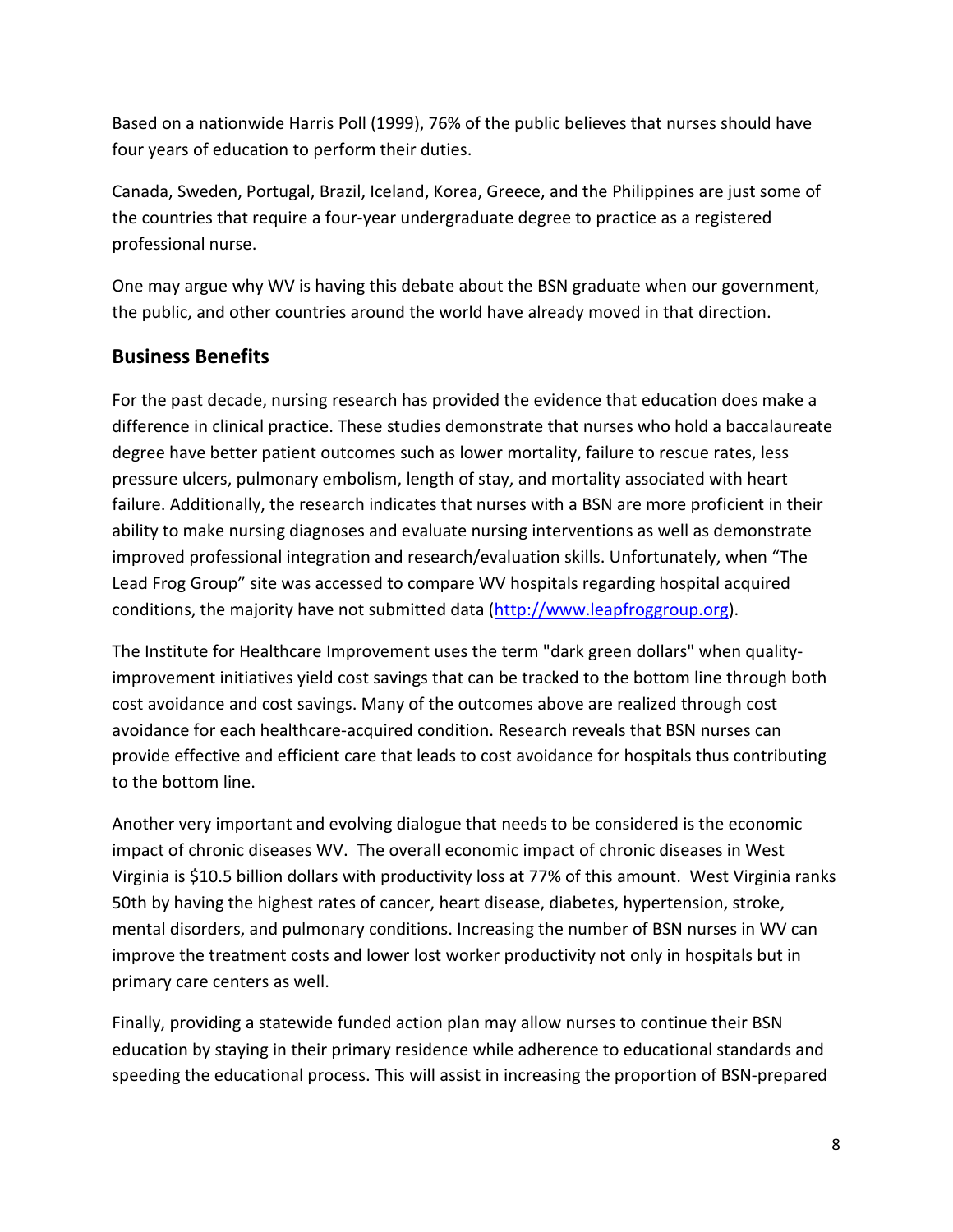Based on a nationwide Harris Poll (1999), 76% of the public believes that nurses should have four years of education to perform their duties.

Canada, Sweden, Portugal, Brazil, Iceland, Korea, Greece, and the Philippines are just some of the countries that require a four-year undergraduate degree to practice as a registered professional nurse.

One may argue why WV is having this debate about the BSN graduate when our government, the public, and other countries around the world have already moved in that direction.

## Business Benefits

For the past decade, nursing research has provided the evidence that education does make a difference in clinical practice. These studies demonstrate that nurses who hold a baccalaureate degree have better patient outcomes such as lower mortality, failure to rescue rates, less pressure ulcers, pulmonary embolism, length of stay, and mortality associated with heart failure. Additionally, the research indicates that nurses with a BSN are more proficient in their ability to make nursing diagnoses and evaluate nursing interventions as well as demonstrate improved professional integration and research/evaluation skills. Unfortunately, when "The Lead Frog Group" site was accessed to compare WV hospitals regarding hospital acquired conditions, the majority have not submitted data ([http://www.leapfroggroup.org](http://www.leapfroggroup.org)).

The Institute for Healthcare Improvement uses the term "dark green dollars" when quality-improvement initiatives yield cost savings that can be tracked to the bottom line through both cost avoidance and cost savings. Many of the outcomes above are realized through cost avoidance for each healthcare-acquired condition. Research reveals that BSN nurses can provide effective and efficient care that leads to cost avoidance for hospitals thus contributing to the bottom line.

Another very important and evolving dialogue that needs to be considered is the economic impact of chronic diseases WV. The overall economic impact of chronic diseases in West Virginia is $10.5 billion dollars with productivity loss at 77% of this amount. West Virginia ranks 50th by having the highest rates of cancer, heart disease, diabetes, hypertension, stroke, mental disorders, and pulmonary conditions. Increasing the number of BSN nurses in WV can improve the treatment costs and lower lost worker productivity not only in hospitals but in primary care centers as well.

Finally, providing a statewide funded action plan may allow nurses to continue their BSN education by staying in their primary residence while adherence to educational standards and speeding the educational process. This will assist in increasing the proportion of BSN-prepared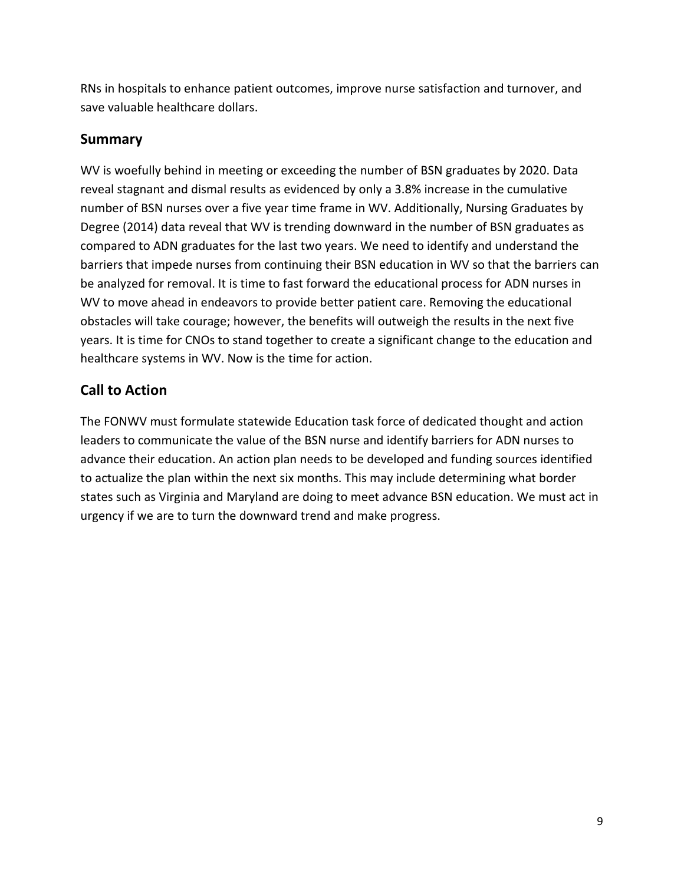RNs in hospitals to enhance patient outcomes, improve nurse satisfaction and turnover, and save valuable healthcare dollars.

## Summary

WV is woefully behind in meeting or exceeding the number of BSN graduates by 2020. Data reveal stagnant and dismal results as evidenced by only a 3.8% increase in the cumulative number of BSN nurses over a five year time frame in WV. Additionally, Nursing Graduates by Degree (2014) data reveal that WV is trending downward in the number of BSN graduates as compared to ADN graduates for the last two years. We need to identify and understand the barriers that impede nurses from continuing their BSN education in WV so that the barriers can be analyzed for removal. It is time to fast forward the educational process for ADN nurses in WV to move ahead in endeavors to provide better patient care. Removing the educational obstacles will take courage; however, the benefits will outweigh the results in the next five years. It is time for CNOs to stand together to create a significant change to the education and healthcare systems in WV. Now is the time for action.

## Call to Action

The FONWV must formulate statewide Education task force of dedicated thought and action leaders to communicate the value of the BSN nurse and identify barriers for ADN nurses to advance their education. An action plan needs to be developed and funding sources identified to actualize the plan within the next six months. This may include determining what border states such as Virginia and Maryland are doing to meet advance BSN education. We must act in urgency if we are to turn the downward trend and make progress.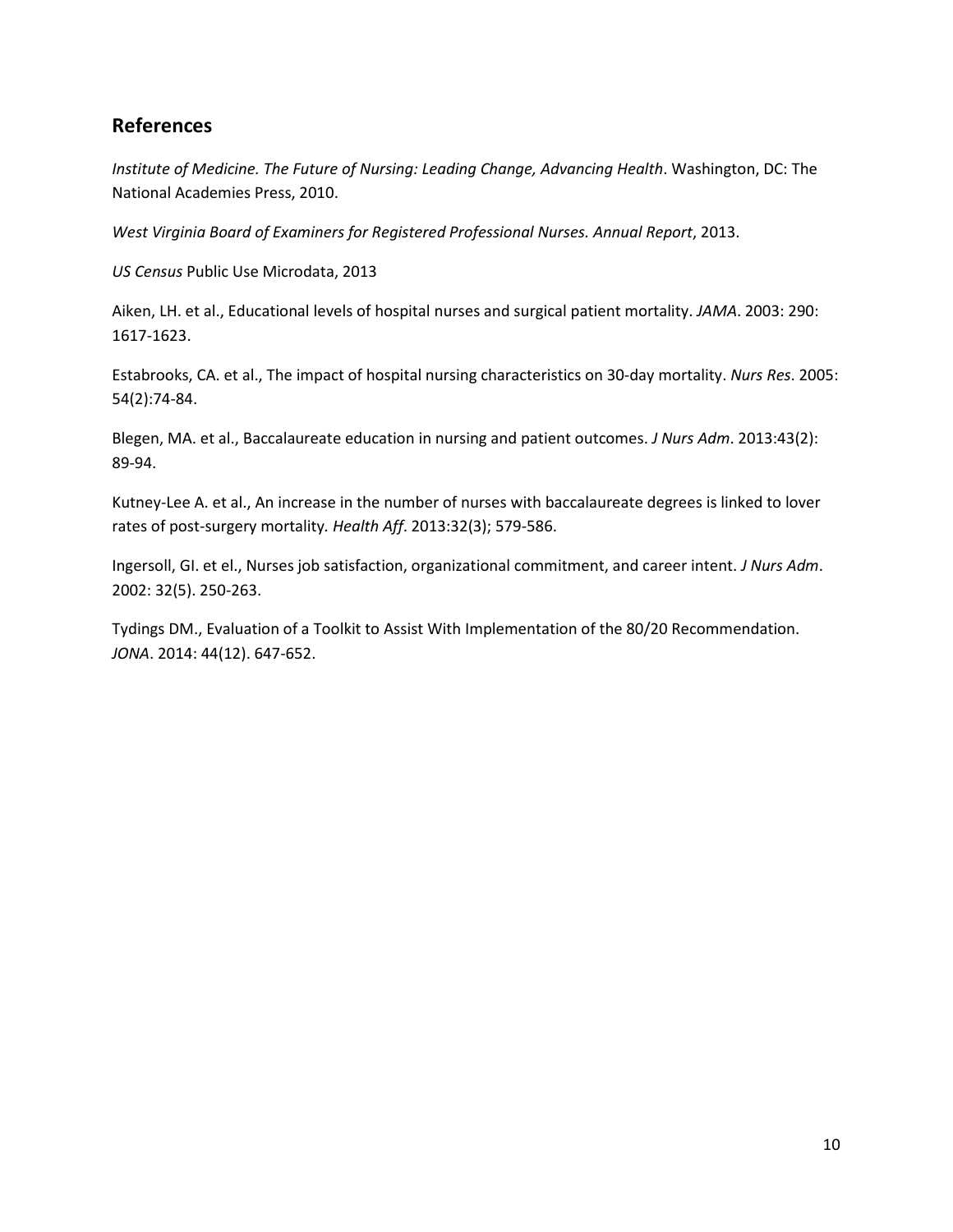## References

*Institute of Medicine. The Future of Nursing: Leading Change, Advancing Health*. Washington, DC: The National Academies Press, 2010.

*West Virginia Board of Examiners for Registered Professional Nurses. Annual Report*, 2013.

*US Census* Public Use Microdata, 2013

Aiken, LH. et al., Educational levels of hospital nurses and surgical patient mortality. *JAMA*. 2003: 290: 1617-1623.

Estabrooks, CA. et al., The impact of hospital nursing characteristics on 30-day mortality. *Nurs Res*. 2005: 54(2):74-84.

Blegen, MA. et al., Baccalaureate education in nursing and patient outcomes. *J Nurs Adm*. 2013:43(2): 89-94.

Kutney-Lee A. et al., An increase in the number of nurses with baccalaureate degrees is linked to lover rates of post-surgery mortality. *Health Aff*. 2013:32(3); 579-586.

Ingersoll, GI. et el., Nurses job satisfaction, organizational commitment, and career intent. *J Nurs Adm*. 2002: 32(5). 250-263.

Tydings DM., Evaluation of a Toolkit to Assist With Implementation of the 80/20 Recommendation. *JONA*. 2014: 44(12). 647-652.